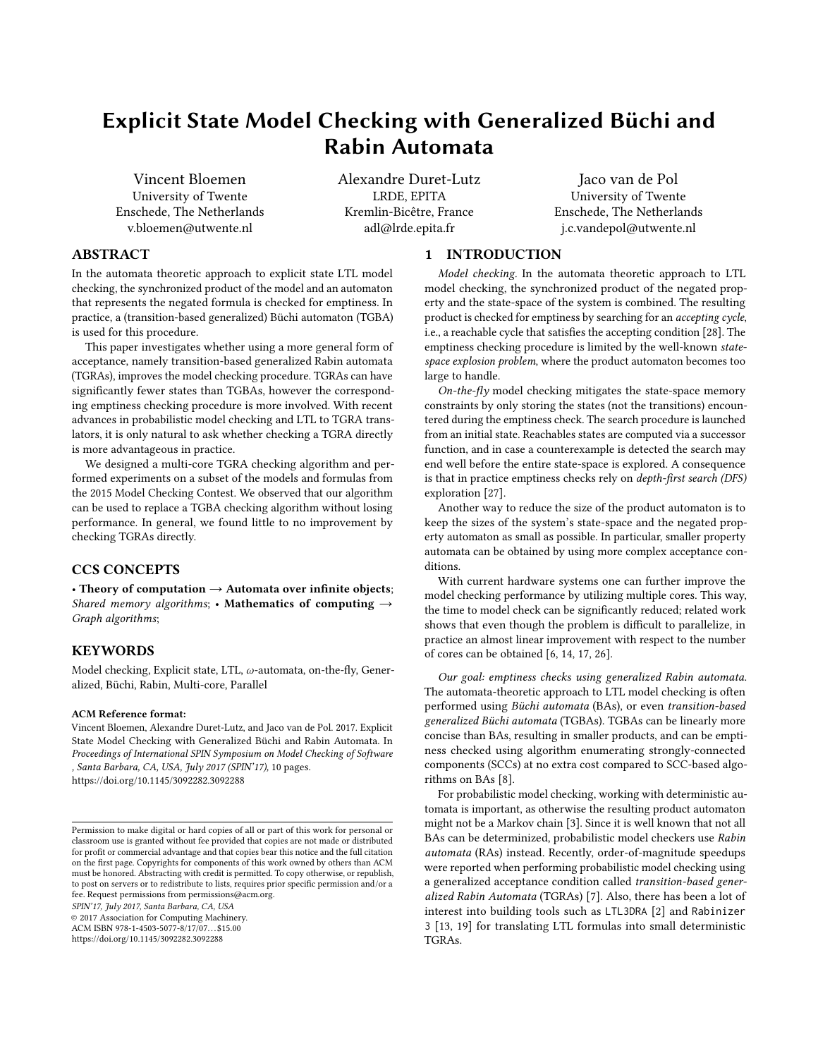# Explicit State Model Checking with Generalized Büchi and Rabin Automata

Vincent Bloemen
University of Twente
Enschede, The Netherlands
v.bloemen@utwente.nl

Alexandre Duret-Lutz
LRDE, EPITA
Kremlin-Bicêtre, France
adl@lrde.epita.fr

Jaco van de Pol
University of Twente
Enschede, The Netherlands
j.c.vandepol@utwente.nl

## ABSTRACT

In the automata theoretic approach to explicit state LTL model checking, the synchronized product of the model and an automaton that represents the negated formula is checked for emptiness. In practice, a (transition-based generalized) Büchi automaton (TGBA) is used for this procedure.

This paper investigates whether using a more general form of acceptance, namely transition-based generalized Rabin automata (TGRAs), improves the model checking procedure. TGRAs can have significantly fewer states than TGBAs, however the corresponding emptiness checking procedure is more involved. With recent advances in probabilistic model checking and LTL to TGRA translators, it is only natural to ask whether checking a TGRA directly is more advantageous in practice.

We designed a multi-core TGRA checking algorithm and performed experiments on a subset of the models and formulas from the 2015 Model Checking Contest. We observed that our algorithm can be used to replace a TGBA checking algorithm without losing performance. In general, we found little to no improvement by checking TGRAs directly.

## CCS CONCEPTS

• **Theory of computation → Automata over infinite objects**; *Shared memory algorithms*; • **Mathematics of computing →** *Graph algorithms*;

## KEYWORDS

Model checking, Explicit state, LTL, $\omega$-automata, on-the-fly, Generalized, Büchi, Rabin, Multi-core, Parallel

**ACM Reference format:**
Vincent Bloemen, Alexandre Duret-Lutz, and Jaco van de Pol. 2017. Explicit State Model Checking with Generalized Büchi and Rabin Automata. In *Proceedings of International SPIN Symposium on Model Checking of Software , Santa Barbara, CA, USA, July 2017 (SPIN'17),* 10 pages.
https://doi.org/10.1145/3092282.3092288

Permission to make digital or hard copies of all or part of this work for personal or classroom use is granted without fee provided that copies are not made or distributed for profit or commercial advantage and that copies bear this notice and the full citation on the first page. Copyrights for components of this work owned by others than ACM must be honored. Abstracting with credit is permitted. To copy otherwise, or republish, to post on servers or to redistribute to lists, requires prior specific permission and/or a fee. Request permissions from permissions@acm.org.
*SPIN'17, July 2017, Santa Barbara, CA, USA*
© 2017 Association for Computing Machinery.
ACM ISBN 978-1-4503-5077-8/17/07…$15.00
https://doi.org/10.1145/3092282.3092288

## 1 INTRODUCTION

*Model checking.* In the automata theoretic approach to LTL model checking, the synchronized product of the negated property and the state-space of the system is combined. The resulting product is checked for emptiness by searching for an *accepting cycle*, i.e., a reachable cycle that satisfies the accepting condition [28]. The emptiness checking procedure is limited by the well-known *state-space explosion problem*, where the product automaton becomes too large to handle.

*On-the-fly* model checking mitigates the state-space memory constraints by only storing the states (not the transitions) encountered during the emptiness check. The search procedure is launched from an initial state. Reachables states are computed via a successor function, and in case a counterexample is detected the search may end well before the entire state-space is explored. A consequence is that in practice emptiness checks rely on *depth-first search (DFS)* exploration [27].

Another way to reduce the size of the product automaton is to keep the sizes of the system's state-space and the negated property automaton as small as possible. In particular, smaller property automata can be obtained by using more complex acceptance conditions.

With current hardware systems one can further improve the model checking performance by utilizing multiple cores. This way, the time to model check can be significantly reduced; related work shows that even though the problem is difficult to parallelize, in practice an almost linear improvement with respect to the number of cores can be obtained [6, 14, 17, 26].

*Our goal: emptiness checks using generalized Rabin automata.* The automata-theoretic approach to LTL model checking is often performed using *Büchi automata* (BAs), or even *transition-based generalized Büchi automata* (TGBAs). TGBAs can be linearly more concise than BAs, resulting in smaller products, and can be emptiness checked using algorithm enumerating strongly-connected components (SCCs) at no extra cost compared to SCC-based algorithms on BAs [8].

For probabilistic model checking, working with deterministic automata is important, as otherwise the resulting product automaton might not be a Markov chain [3]. Since it is well known that not all BAs can be determinized, probabilistic model checkers use *Rabin automata* (RAs) instead. Recently, order-of-magnitude speedups were reported when performing probabilistic model checking using a generalized acceptance condition called *transition-based generalized Rabin Automata* (TGRAs) [7]. Also, there has been a lot of interest into building tools such as LTL3DRA [2] and Rabinizer 3 [13, 19] for translating LTL formulas into small deterministic TGRAs.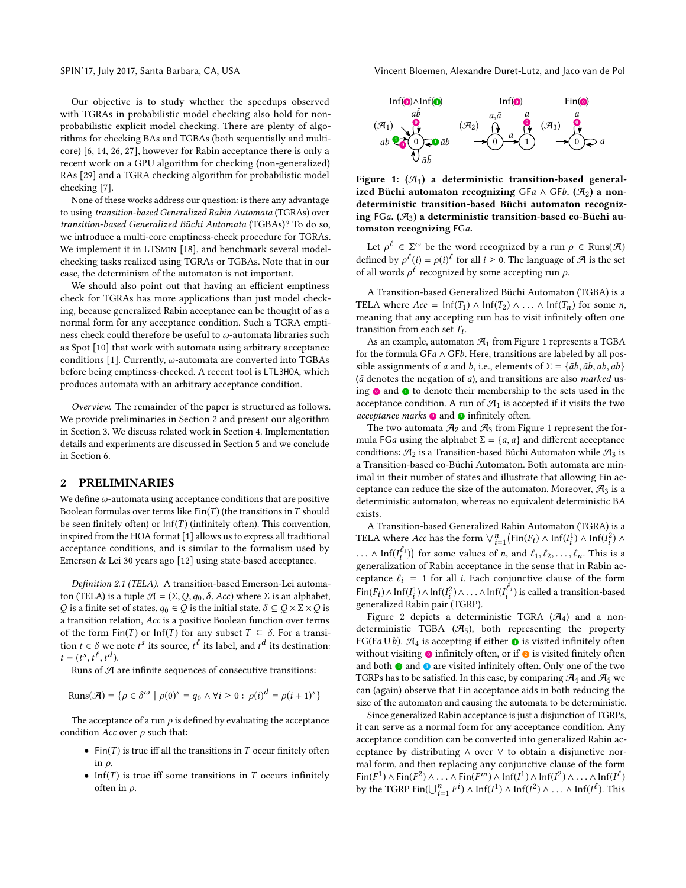Our objective is to study whether the speedups observed with TGRAs in probabilistic model checking also hold for non-probabilistic explicit model checking. There are plenty of algorithms for checking BAs and TGBAs (both sequentially and multi-core) [6, 14, 26, 27], however for Rabin acceptance there is only a recent work on a GPU algorithm for checking (non-generalized) RAs [29] and a TGRA checking algorithm for probabilistic model checking [7].

None of these works address our question: is there any advantage to using *transition-based Generalized Rabin Automata* (TGRAs) over *transition-based Generalized Büchi Automata* (TGBAs)? To do so, we introduce a multi-core emptiness-check procedure for TGRAs. We implement it in LTSmin [18], and benchmark several model-checking tasks realized using TGRAs or TGBAs. Note that in our case, the determinism of the automaton is not important.

We should also point out that having an efficient emptiness check for TGRAs has more applications than just model checking, because generalized Rabin acceptance can be thought of as a normal form for any acceptance condition. Such a TGRA emptiness check could therefore be useful to $\omega$-automata libraries such as Spot [10] that work with automata using arbitrary acceptance conditions [1]. Currently, $\omega$-automata are converted into TGBAs before being emptiness-checked. A recent tool is LTL3HOA, which produces automata with an arbitrary acceptance condition.

*Overview.* The remainder of the paper is structured as follows. We provide preliminaries in Section 2 and present our algorithm in Section 3. We discuss related work in Section 4. Implementation details and experiments are discussed in Section 5 and we conclude in Section 6.

## 2 PRELIMINARIES

We define $\omega$-automata using acceptance conditions that are positive Boolean formulas over terms like $\mathsf{Fin}(T)$ (the transitions in $T$ should be seen finitely often) or $\mathsf{Inf}(T)$ (infinitely often). This convention, inspired from the HOA format [1] allows us to express all traditional acceptance conditions, and is similar to the formalism used by Emerson & Lei 30 years ago [12] using state-based acceptance.

*Definition 2.1 (TELA).* A transition-based Emerson-Lei automaton (TELA) is a tuple $\mathcal{A} = (\Sigma, Q, q_0, \delta, Acc)$ where $\Sigma$ is an alphabet, $Q$ is a finite set of states, $q_0 \in Q$ is the initial state, $\delta \subseteq Q \times \Sigma \times Q$ is a transition relation, $Acc$ is a positive Boolean function over terms of the form $\mathsf{Fin}(T)$ or $\mathsf{Inf}(T)$ for any subset $T \subseteq \delta$. For a transition $t \in \delta$ we note $t^s$ its source, $t^\ell$ its label, and $t^d$ its destination: $t = (t^s, t^\ell, t^d)$.

Runs of $\mathcal{A}$ are infinite sequences of consecutive transitions:

$$\text{Runs}(\mathcal{A}) = \{\rho \in \delta^\omega \mid \rho(0)^s = q_0 \wedge \forall i \geq 0 : \rho(i)^d = \rho(i+1)^s\}$$

The acceptance of a run $\rho$ is defined by evaluating the acceptance condition $Acc$ over $\rho$ such that:

- $\mathsf{Fin}(T)$ is true iff all the transitions in $T$ occur finitely often in $\rho$.
- $\mathsf{Inf}(T)$ is true iff some transitions in $T$ occurs infinitely often in $\rho$.

**Figure 1: ($\mathcal{A}_1$) a deterministic transition-based generalized Büchi automaton recognizing $\mathsf{GF}a \wedge \mathsf{GF}b$. ($\mathcal{A}_2$) a non-deterministic transition-based Büchi automaton recognizing $\mathsf{FG}a$. ($\mathcal{A}_3$) a deterministic transition-based co-Büchi automaton recognizing $\mathsf{FG}a$.**

Let $\rho^\ell \in \Sigma^\omega$ be the word recognized by a run $\rho \in \text{Runs}(\mathcal{A})$ defined by $\rho^\ell(i) = \rho(i)^\ell$ for all $i \geq 0$. The language of $\mathcal{A}$ is the set of all words $\rho^\ell$ recognized by some accepting run $\rho$.

A Transition-based Generalized Büchi Automaton (TGBA) is a TELA where $Acc = \mathsf{Inf}(T_1) \wedge \mathsf{Inf}(T_2) \wedge \ldots \wedge \mathsf{Inf}(T_n)$ for some $n$, meaning that any accepting run has to visit infinitely often one transition from each set $T_i$.

As an example, automaton $\mathcal{A}_1$ from Figure 1 represents a TGBA for the formula $\mathsf{GF}a \wedge \mathsf{GF}b$. Here, transitions are labeled by all possible assignments of $a$ and $b$, i.e., elements of $\Sigma = \{\bar{a}\bar{b}, \bar{a}b, a\bar{b}, ab\}$ ($\bar{a}$ denotes the negation of $a$), and transitions are also *marked* using ⓿ and ❶ to denote their membership to the sets used in the acceptance condition. A run of $\mathcal{A}_1$ is accepted if it visits the two *acceptance marks* ⓿ and ❶ infinitely often.

The two automata $\mathcal{A}_2$ and $\mathcal{A}_3$ from Figure 1 represent the formula $\mathsf{FG}a$ using the alphabet $\Sigma = \{\bar{a}, a\}$ and different acceptance conditions: $\mathcal{A}_2$ is a Transition-based Büchi Automaton while $\mathcal{A}_3$ is a Transition-based co-Büchi Automaton. Both automata are minimal in their number of states and illustrate that allowing $\mathsf{Fin}$ acceptance can reduce the size of the automaton. Moreover, $\mathcal{A}_3$ is a deterministic automaton, whereas no equivalent deterministic BA exists.

A Transition-based Generalized Rabin Automaton (TGRA) is a TELA where $Acc$ has the form $\bigvee_{i=1}^{n}\big(\mathsf{Fin}(F_i) \wedge \mathsf{Inf}(I_i^1) \wedge \mathsf{Inf}(I_i^2) \wedge \ldots \wedge \mathsf{Inf}(I_i^{\ell_i})\big)$ for some values of $n$, and $\ell_1, \ell_2, \ldots, \ell_n$. This is a generalization of Rabin acceptance in the sense that in Rabin acceptance $\ell_i = 1$ for all $i$. Each conjunctive clause of the form $\mathsf{Fin}(F_i) \wedge \mathsf{Inf}(I_i^1) \wedge \mathsf{Inf}(I_i^2) \wedge \ldots \wedge \mathsf{Inf}(I_i^{\ell_i})$ is called a transition-based generalized Rabin pair (TGRP).

Figure 2 depicts a deterministic TGRA ($\mathcal{A}_4$) and a non-deterministic TGBA ($\mathcal{A}_5$), both representing the property $\mathsf{FG}(\mathsf{F}a \cup b)$. $\mathcal{A}_4$ is accepting if either ❶ is visited infinitely often without visiting ⓿ infinitely often, or if ❷ is visited finitely often and both ❶ and ❸ are visited infinitely often. Only one of the two TGRPs has to be satisfied. In this case, by comparing $\mathcal{A}_4$ and $\mathcal{A}_5$ we can (again) observe that $\mathsf{Fin}$ acceptance aids in both reducing the size of the automaton and causing the automata to be deterministic.

Since generalized Rabin acceptance is just a disjunction of TGRPs, it can serve as a normal form for any acceptance condition. Any acceptance condition can be converted into generalized Rabin acceptance by distributing $\wedge$ over $\vee$ to obtain a disjunctive normal form, and then replacing any conjunctive clause of the form $\mathsf{Fin}(F^1) \wedge \mathsf{Fin}(F^2) \wedge \ldots \wedge \mathsf{Fin}(F^m) \wedge \mathsf{Inf}(I^1) \wedge \mathsf{Inf}(I^2) \wedge \ldots \wedge \mathsf{Inf}(I^\ell)$ by the TGRP $\mathsf{Fin}(\bigcup_{i=1}^{n} F^i) \wedge \mathsf{Inf}(I^1) \wedge \mathsf{Inf}(I^2) \wedge \ldots \wedge \mathsf{Inf}(I^\ell)$. This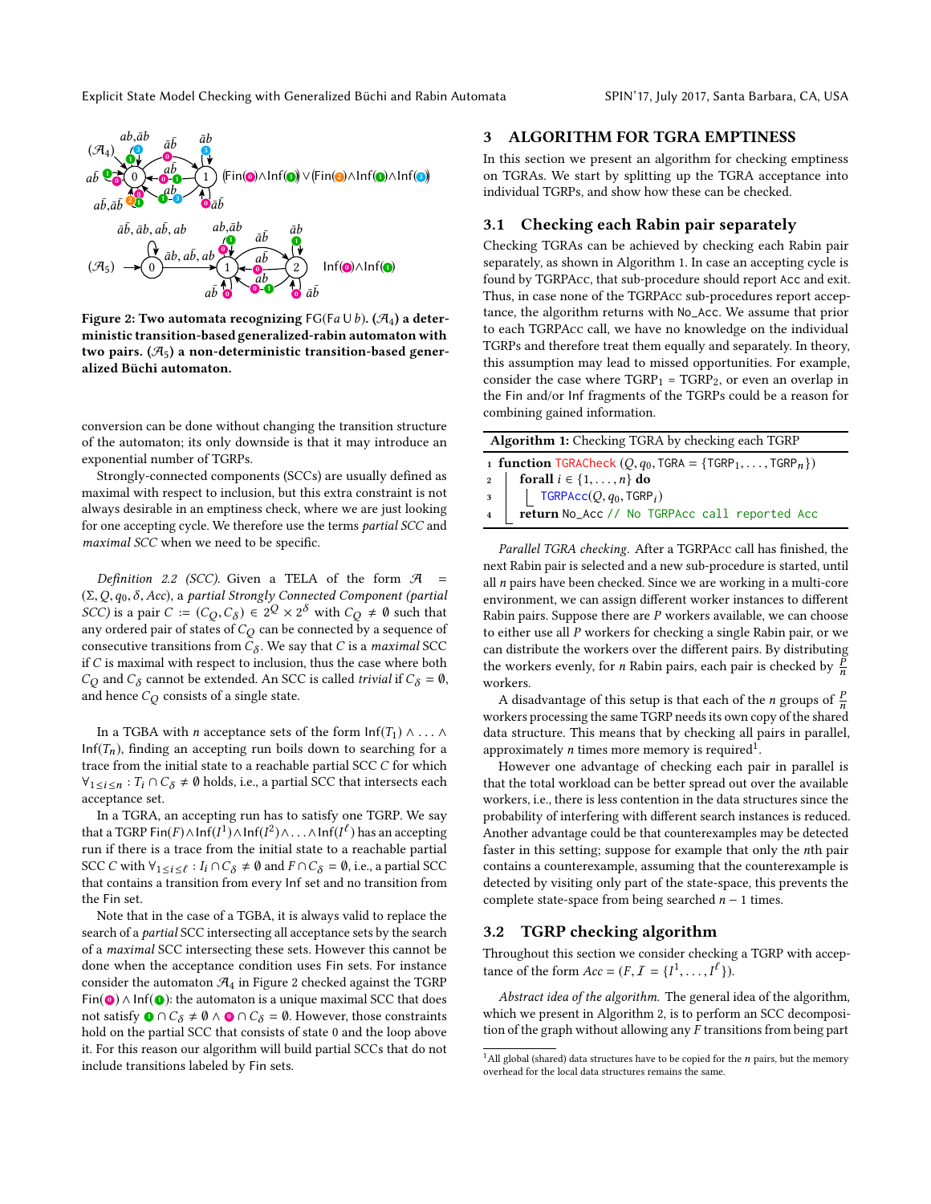Figure 2: Two automata recognizing $\mathsf{FG}(\mathsf{F}a \cup b)$. ($\mathcal{A}_4$) a deterministic transition-based generalized-rabin automaton with two pairs. ($\mathcal{A}_5$) a non-deterministic transition-based generalized Büchi automaton.

conversion can be done without changing the transition structure of the automaton; its only downside is that it may introduce an exponential number of TGRPs.

Strongly-connected components (SCCs) are usually defined as maximal with respect to inclusion, but this extra constraint is not always desirable in an emptiness check, where we are just looking for one accepting cycle. We therefore use the terms *partial SCC* and *maximal SCC* when we need to be specific.

*Definition 2.2 (SCC).* Given a TELA of the form $\mathcal{A} = (\Sigma, Q, q_0, \delta, Acc)$, a *partial Strongly Connected Component (partial SCC)* is a pair $C := (C_Q, C_\delta) \in 2^Q \times 2^\delta$ with $C_Q \neq \emptyset$ such that any ordered pair of states of $C_Q$ can be connected by a sequence of consecutive transitions from $C_\delta$. We say that $C$ is a *maximal* SCC if $C$ is maximal with respect to inclusion, thus the case where both $C_Q$ and $C_\delta$ cannot be extended. An SCC is called *trivial* if $C_\delta = \emptyset$, and hence $C_Q$ consists of a single state.

In a TGBA with $n$ acceptance sets of the form $\mathsf{Inf}(T_1) \wedge \ldots \wedge \mathsf{Inf}(T_n)$, finding an accepting run boils down to searching for a trace from the initial state to a reachable partial SCC $C$ for which $\forall_{1 \le i \le n} : T_i \cap C_\delta \neq \emptyset$ holds, i.e., a partial SCC that intersects each acceptance set.

In a TGRA, an accepting run has to satisfy one TGRP. We say that a TGRP $\mathsf{Fin}(F) \wedge \mathsf{Inf}(I^1) \wedge \mathsf{Inf}(I^2) \wedge \ldots \wedge \mathsf{Inf}(I^\ell)$ has an accepting run if there is a trace from the initial state to a reachable partial SCC $C$ with $\forall_{1 \le i \le \ell} : I_i \cap C_\delta \neq \emptyset$ and $F \cap C_\delta = \emptyset$, i.e., a partial SCC that contains a transition from every Inf set and no transition from the Fin set.

Note that in the case of a TGBA, it is always valid to replace the search of a *partial* SCC intersecting all acceptance sets by the search of a *maximal* SCC intersecting these sets. However this cannot be done when the acceptance condition uses Fin sets. For instance consider the automaton $\mathcal{A}_4$ in Figure 2 checked against the TGRP $\mathsf{Fin}(⓪) \wedge \mathsf{Inf}(①)$: the automaton is a unique maximal SCC that does not satisfy $① \cap C_\delta \neq \emptyset \wedge ⓪ \cap C_\delta = \emptyset$. However, those constraints hold on the partial SCC that consists of state 0 and the loop above it. For this reason our algorithm will build partial SCCs that do not include transitions labeled by Fin sets.

## 3 ALGORITHM FOR TGRA EMPTINESS

In this section we present an algorithm for checking emptiness on TGRAs. We start by splitting up the TGRA acceptance into individual TGRPs, and show how these can be checked.

### 3.1 Checking each Rabin pair separately

Checking TGRAs can be achieved by checking each Rabin pair separately, as shown in Algorithm 1. In case an accepting cycle is found by TGRPAcc, that sub-procedure should report Acc and exit. Thus, in case none of the TGRPAcc sub-procedures report acceptance, the algorithm returns with No_Acc. We assume that prior to each TGRPAcc call, we have no knowledge on the individual TGRPs and therefore treat them equally and separately. In theory, this assumption may lead to missed opportunities. For example, consider the case where $\mathsf{TGRP}_1 = \mathsf{TGRP}_2$, or even an overlap in the Fin and/or Inf fragments of the TGRPs could be a reason for combining gained information.

**Algorithm 1:** Checking TGRA by checking each TGRP

```
1 function TGRACheck (Q, q0, TGRA = {TGRP1, ..., TGRPn})
2   forall i ∈ {1, ..., n} do
3     TGRPAcc(Q, q0, TGRPi)
4   return No_Acc // No TGRPAcc call reported Acc
```

*Parallel TGRA checking.* After a TGRPAcc call has finished, the next Rabin pair is selected and a new sub-procedure is started, until all $n$ pairs have been checked. Since we are working in a multi-core environment, we can assign different worker instances to different Rabin pairs. Suppose there are $P$ workers available, we can choose to either use all $P$ workers for checking a single Rabin pair, or we can distribute the workers over the different pairs. By distributing the workers evenly, for $n$ Rabin pairs, each pair is checked by $\frac{P}{n}$ workers.

A disadvantage of this setup is that each of the $n$ groups of $\frac{P}{n}$ workers processing the same TGRP needs its own copy of the shared data structure. This means that by checking all pairs in parallel, approximately $n$ times more memory is required[1].

However one advantage of checking each pair in parallel is that the total workload can be better spread out over the available workers, i.e., there is less contention in the data structures since the probability of interfering with different search instances is reduced. Another advantage could be that counterexamples may be detected faster in this setting; suppose for example that only the $n$th pair contains a counterexample, assuming that the counterexample is detected by visiting only part of the state-space, this prevents the complete state-space from being searched $n - 1$ times.

### 3.2 TGRP checking algorithm

Throughout this section we consider checking a TGRP with acceptance of the form $Acc = (F, \mathcal{I} = \{I^1, \ldots, I^\ell\})$.

*Abstract idea of the algorithm.* The general idea of the algorithm, which we present in Algorithm 2, is to perform an SCC decomposition of the graph without allowing any $F$ transitions from being part

[1] All global (shared) data structures have to be copied for the $n$ pairs, but the memory overhead for the local data structures remains the same.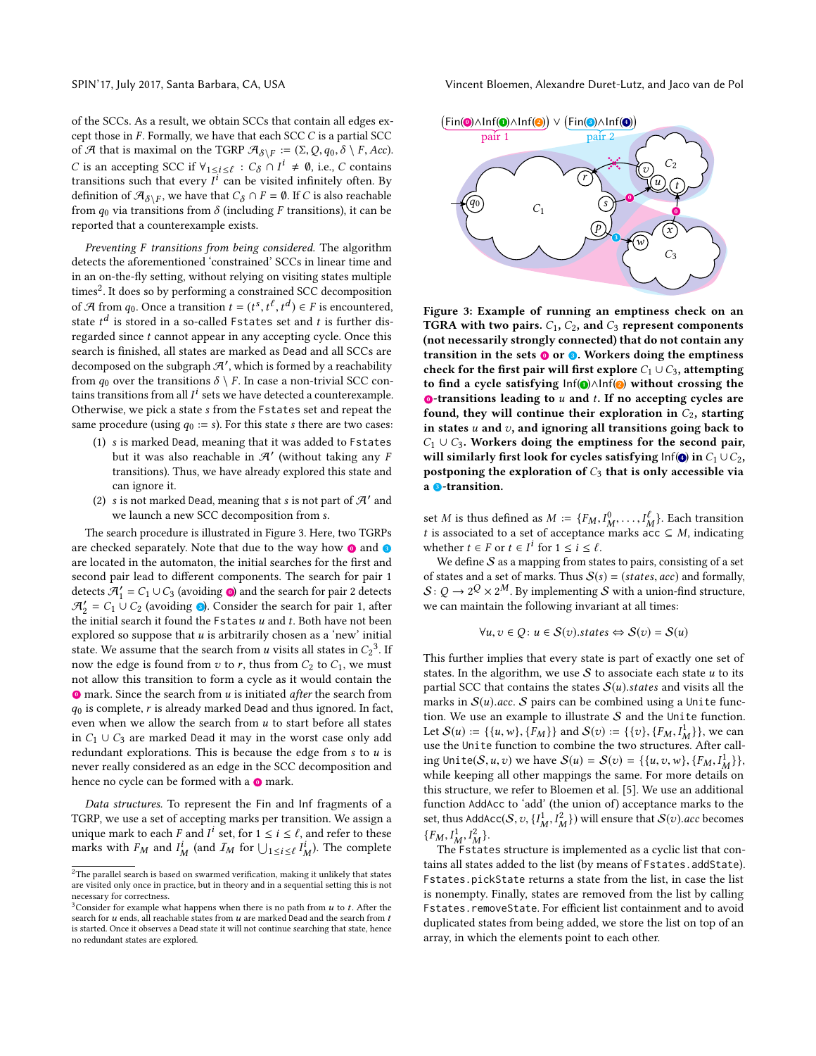of the SCCs. As a result, we obtain SCCs that contain all edges except those in $F$. Formally, we have that each SCC $C$ is a partial SCC of $\mathcal{A}$ that is maximal on the TGRP $\mathcal{A}_{\delta\setminus F} := (\Sigma, Q, q_0, \delta \setminus F, Acc)$. $C$ is an accepting SCC if $\forall_{1\leq i\leq \ell} : C_\delta \cap I^i \neq \emptyset$, i.e., $C$ contains transitions such that every $I^i$ can be visited infinitely often. By definition of $\mathcal{A}_{\delta\setminus F}$, we have that $C_\delta \cap F = \emptyset$. If $C$ is also reachable from $q_0$ via transitions from $\delta$ (including $F$ transitions), it can be reported that a counterexample exists.

*Preventing $F$ transitions from being considered.* The algorithm detects the aforementioned 'constrained' SCCs in linear time and in an on-the-fly setting, without relying on visiting states multiple times[2]. It does so by performing a constrained SCC decomposition of $\mathcal{A}$ from $q_0$. Once a transition $t = (t^s, t^\ell, t^d) \in F$ is encountered, state $t^d$ is stored in a so-called `Fstates` set and $t$ is further disregarded since $t$ cannot appear in any accepting cycle. Once this search is finished, all states are marked as `Dead` and all SCCs are decomposed on the subgraph $\mathcal{A}'$, which is formed by a reachability from $q_0$ over the transitions $\delta \setminus F$. In case a non-trivial SCC contains transitions from all $I^i$ sets we have detected a counterexample. Otherwise, we pick a state $s$ from the `Fstates` set and repeat the same procedure (using $q_0 := s$). For this state $s$ there are two cases:

1. $s$ is marked `Dead`, meaning that it was added to `Fstates` but it was also reachable in $\mathcal{A}'$ (without taking any $F$ transitions). Thus, we have already explored this state and can ignore it.
2. $s$ is not marked `Dead`, meaning that $s$ is not part of $\mathcal{A}'$ and we launch a new SCC decomposition from $s$.

The search procedure is illustrated in Figure 3. Here, two TGRPs are checked separately. Note that due to the way how ⓿ and ❸ are located in the automaton, the initial searches for the first and second pair lead to different components. The search for pair 1 detects $\mathcal{A}'_1 = C_1 \cup C_3$ (avoiding ⓿) and the search for pair 2 detects $\mathcal{A}'_2 = C_1 \cup C_2$ (avoiding ❸). Consider the search for pair 1, after the initial search it found the `Fstates` $u$ and $t$. Both have not been explored so suppose that $u$ is arbitrarily chosen as a 'new' initial state. We assume that the search from $u$ visits all states in $C_2$[3]. If now the edge is found from $v$ to $r$, thus from $C_2$ to $C_1$, we must not allow this transition to form a cycle as it would contain the ⓿ mark. Since the search from $u$ is initiated *after* the search from $q_0$ is complete, $r$ is already marked `Dead` and thus ignored. In fact, even when we allow the search from $u$ to start before all states in $C_1 \cup C_3$ are marked `Dead` it may in the worst case only add redundant explorations. This is because the edge from $s$ to $u$ is never really considered as an edge in the SCC decomposition and hence no cycle can be formed with a ⓿ mark.

*Data structures.* To represent the Fin and Inf fragments of a TGRP, we use a set of accepting marks per transition. We assign a unique mark to each $F$ and $I^i$ set, for $1 \leq i \leq \ell$, and refer to these marks with $F_M$ and $I^i_M$ (and $\mathcal{I}_M$ for $\bigcup_{1\leq i\leq \ell} I^i_M$). The complete

Figure 3: Example of running an emptiness check on an TGRA with two pairs. $C_1$, $C_2$, and $C_3$ represent components (not necessarily strongly connected) that do not contain any transition in the sets ⓿ or ❸. Workers doing the emptiness check for the first pair will first explore $C_1 \cup C_3$, attempting to find a cycle satisfying Inf(❶)∧Inf(❷) without crossing the ⓿-transitions leading to $u$ and $t$. If no accepting cycles are found, they will continue their exploration in $C_2$, starting in states $u$ and $v$, and ignoring all transitions going back to $C_1 \cup C_3$. Workers doing the emptiness for the second pair, will similarly first look for cycles satisfying Inf(❹) in $C_1 \cup C_2$, postponing the exploration of $C_3$ that is only accessible via a ❸-transition.

set $M$ is thus defined as $M := \{F_M, I^0_M, \ldots, I^\ell_M\}$. Each transition $t$ is associated to a set of acceptance marks $\mathsf{acc} \subseteq M$, indicating whether $t \in F$ or $t \in I^i$ for $1 \leq i \leq \ell$.

We define $\mathcal{S}$ as a mapping from states to pairs, consisting of a set of states and a set of marks. Thus $\mathcal{S}(s) = (states, acc)$ and formally, $\mathcal{S} \colon Q \to 2^Q \times 2^M$. By implementing $\mathcal{S}$ with a union-find structure, we can maintain the following invariant at all times:

$$\forall u, v \in Q \colon u \in \mathcal{S}(v).states \Leftrightarrow \mathcal{S}(v) = \mathcal{S}(u)$$

This further implies that every state is part of exactly one set of states. In the algorithm, we use $\mathcal{S}$ to associate each state $u$ to its partial SCC that contains the states $\mathcal{S}(u).states$ and visits all the marks in $\mathcal{S}(u).acc$. $\mathcal{S}$ pairs can be combined using a `Unite` function. We use an example to illustrate $\mathcal{S}$ and the `Unite` function. Let $\mathcal{S}(u) := \{\{u, w\}, \{F_M\}\}$ and $\mathcal{S}(v) := \{\{v\}, \{F_M, I^1_M\}\}$, we can use the `Unite` function to combine the two structures. After calling `Unite`$(\mathcal{S}, u, v)$ we have $\mathcal{S}(u) = \mathcal{S}(v) = \{\{u, v, w\}, \{F_M, I^1_M\}\}$, while keeping all other mappings the same. For more details on this structure, we refer to Bloemen et al. [5]. We use an additional function `AddAcc` to 'add' (the union of) acceptance marks to the set, thus `AddAcc`$(\mathcal{S}, v, \{I^1_M, I^2_M\})$ will ensure that $\mathcal{S}(v).acc$ becomes $\{F_M, I^1_M, I^2_M\}$.

The `Fstates` structure is implemented as a cyclic list that contains all states added to the list (by means of `Fstates.addState`). `Fstates.pickState` returns a state from the list, in case the list is nonempty. Finally, states are removed from the list by calling `Fstates.removeState`. For efficient list containment and to avoid duplicated states from being added, we store the list on top of an array, in which the elements point to each other.

[2] The parallel search is based on swarmed verification, making it unlikely that states are visited only once in practice, but in theory and in a sequential setting this is not necessary for correctness.

[3] Consider for example what happens when there is no path from $u$ to $t$. After the search for $u$ ends, all reachable states from $u$ are marked `Dead` and the search from $t$ is started. Once it observes a `Dead` state it will not continue searching that state, hence no redundant states are explored.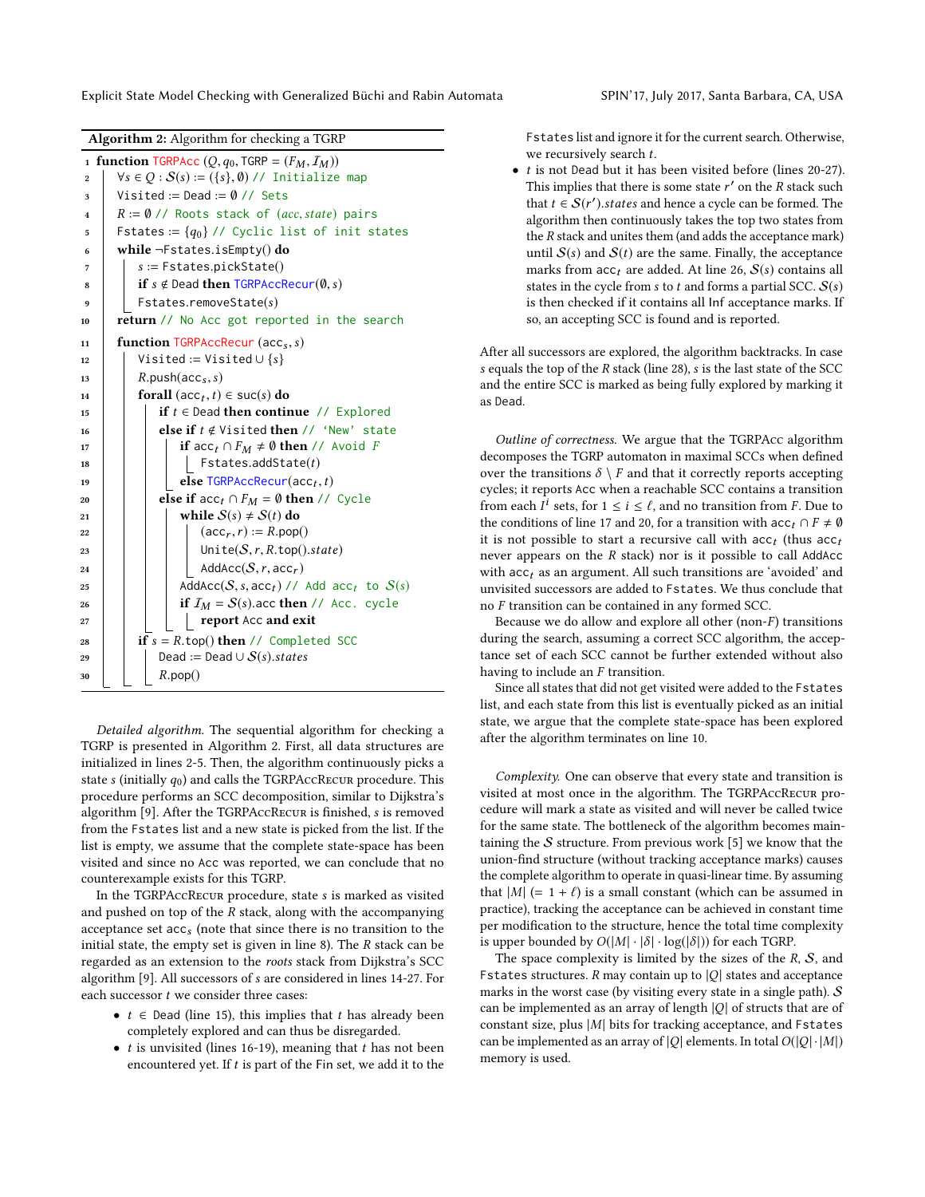**Algorithm 2:** Algorithm for checking a TGRP

```
1  function TGRPAcc (Q, q0, TGRP = (F_M, I_M))
2      ∀s ∈ Q : S(s) := ({s}, ∅) // Initialize map
3      Visited := Dead := ∅ // Sets
4      R := ∅ // Roots stack of (acc, state) pairs
5      Fstates := {q0} // Cyclic list of init states
6      while ¬Fstates.isEmpty() do
7          s := Fstates.pickState()
8          if s ∉ Dead then TGRPAccRecur(∅, s)
9          Fstates.removeState(s)
10     return // No Acc got reported in the search

11 function TGRPAccRecur (acc_s, s)
12     Visited := Visited ∪ {s}
13     R.push(acc_s, s)
14     forall (acc_t, t) ∈ suc(s) do
15         if t ∈ Dead then continue // Explored
16         else if t ∉ Visited then // 'New' state
17             if acc_t ∩ F_M ≠ ∅ then // Avoid F
18                 Fstates.addState(t)
19             else TGRPAccRecur(acc_t, t)
20         else if acc_t ∩ F_M = ∅ then // Cycle
21             while S(s) ≠ S(t) do
22                 (acc_r, r) := R.pop()
23                 Unite(S, r, R.top().state)
24                 AddAcc(S, r, acc_r)
25             AddAcc(S, s, acc_t) // Add acc_t to S(s)
26             if I_M = S(s).acc then // Acc. cycle
27                 report Acc and exit
28     if s = R.top() then // Completed SCC
29         Dead := Dead ∪ S(s).states
30         R.pop()
```

*Detailed algorithm.* The sequential algorithm for checking a TGRP is presented in Algorithm 2. First, all data structures are initialized in lines 2-5. Then, the algorithm continuously picks a state $s$ (initially $q_0$) and calls the TGRPAccRecur procedure. This procedure performs an SCC decomposition, similar to Dijkstra's algorithm [9]. After the TGRPAccRecur is finished, $s$ is removed from the Fstates list and a new state is picked from the list. If the list is empty, we assume that the complete state-space has been visited and since no Acc was reported, we can conclude that no counterexample exists for this TGRP.

In the TGRPAccRecur procedure, state $s$ is marked as visited and pushed on top of the $R$ stack, along with the accompanying acceptance set $\mathrm{acc}_s$ (note that since there is no transition to the initial state, the empty set is given in line 8). The $R$ stack can be regarded as an extension to the *roots* stack from Dijkstra's SCC algorithm [9]. All successors of $s$ are considered in lines 14-27. For each successor $t$ we consider three cases:

- $t \in$ Dead (line 15), this implies that $t$ has already been completely explored and can thus be disregarded.
- $t$ is unvisited (lines 16-19), meaning that $t$ has not been encountered yet. If $t$ is part of the Fin set, we add it to the Fstates list and ignore it for the current search. Otherwise, we recursively search $t$.
- $t$ is not Dead but it has been visited before (lines 20-27). This implies that there is some state $r'$ on the $R$ stack such that $t \in \mathcal{S}(r').states$ and hence a cycle can be formed. The algorithm then continuously takes the top two states from the $R$ stack and unites them (and adds the acceptance mark) until $\mathcal{S}(s)$ and $\mathcal{S}(t)$ are the same. Finally, the acceptance marks from $\mathrm{acc}_t$ are added. At line 26, $\mathcal{S}(s)$ contains all states in the cycle from $s$ to $t$ and forms a partial SCC. $\mathcal{S}(s)$ is then checked if it contains all Inf acceptance marks. If so, an accepting SCC is found and is reported.

After all successors are explored, the algorithm backtracks. In case $s$ equals the top of the $R$ stack (line 28), $s$ is the last state of the SCC and the entire SCC is marked as being fully explored by marking it as Dead.

*Outline of correctness.* We argue that the TGRPAcc algorithm decomposes the TGRP automaton in maximal SCCs when defined over the transitions $\delta \setminus F$ and that it correctly reports accepting cycles; it reports Acc when a reachable SCC contains a transition from each $I^i$ sets, for $1 \leq i \leq \ell$, and no transition from $F$. Due to the conditions of line 17 and 20, for a transition with $\mathrm{acc}_t \cap F \neq \emptyset$ it is not possible to start a recursive call with $\mathrm{acc}_t$ (thus $\mathrm{acc}_t$ never appears on the $R$ stack) nor is it possible to call AddAcc with $\mathrm{acc}_t$ as an argument. All such transitions are 'avoided' and unvisited successors are added to Fstates. We thus conclude that no $F$ transition can be contained in any formed SCC.

Because we do allow and explore all other (non-$F$) transitions during the search, assuming a correct SCC algorithm, the acceptance set of each SCC cannot be further extended without also having to include an $F$ transition.

Since all states that did not get visited were added to the Fstates list, and each state from this list is eventually picked as an initial state, we argue that the complete state-space has been explored after the algorithm terminates on line 10.

*Complexity.* One can observe that every state and transition is visited at most once in the algorithm. The TGRPAccRecur procedure will mark a state as visited and will never be called twice for the same state. The bottleneck of the algorithm becomes maintaining the $\mathcal{S}$ structure. From previous work [5] we know that the union-find structure (without tracking acceptance marks) causes the complete algorithm to operate in quasi-linear time. By assuming that $|M|$ $(= 1 + \ell)$ is a small constant (which can be assumed in practice), tracking the acceptance can be achieved in constant time per modification to the structure, hence the total time complexity is upper bounded by $O(|M| \cdot |\delta| \cdot \log(|\delta|))$ for each TGRP.

The space complexity is limited by the sizes of the $R$, $\mathcal{S}$, and Fstates structures. $R$ may contain up to $|Q|$ states and acceptance marks in the worst case (by visiting every state in a single path). $\mathcal{S}$ can be implemented as an array of length $|Q|$ of structs that are of constant size, plus $|M|$ bits for tracking acceptance, and Fstates can be implemented as an array of $|Q|$ elements. In total $O(|Q| \cdot |M|)$ memory is used.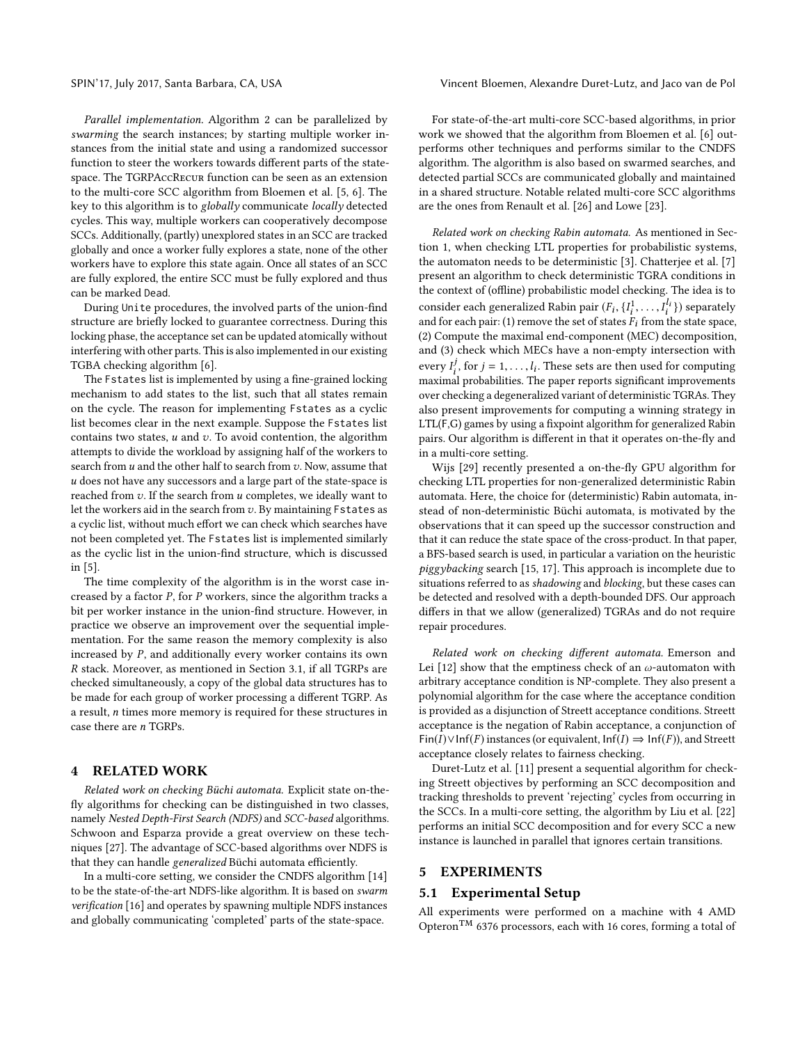*Parallel implementation.* Algorithm 2 can be parallelized by *swarming* the search instances; by starting multiple worker instances from the initial state and using a randomized successor function to steer the workers towards different parts of the state-space. The TGRPAccRecur function can be seen as an extension to the multi-core SCC algorithm from Bloemen et al. [5, 6]. The key to this algorithm is to *globally* communicate *locally* detected cycles. This way, multiple workers can cooperatively decompose SCCs. Additionally, (partly) unexplored states in an SCC are tracked globally and once a worker fully explores a state, none of the other workers have to explore this state again. Once all states of an SCC are fully explored, the entire SCC must be fully explored and thus can be marked Dead.

During Unite procedures, the involved parts of the union-find structure are briefly locked to guarantee correctness. During this locking phase, the acceptance set can be updated atomically without interfering with other parts. This is also implemented in our existing TGBA checking algorithm [6].

The Fstates list is implemented by using a fine-grained locking mechanism to add states to the list, such that all states remain on the cycle. The reason for implementing Fstates as a cyclic list becomes clear in the next example. Suppose the Fstates list contains two states, $u$ and $v$. To avoid contention, the algorithm attempts to divide the workload by assigning half of the workers to search from $u$ and the other half to search from $v$. Now, assume that $u$ does not have any successors and a large part of the state-space is reached from $v$. If the search from $u$ completes, we ideally want to let the workers aid in the search from $v$. By maintaining Fstates as a cyclic list, without much effort we can check which searches have not been completed yet. The Fstates list is implemented similarly as the cyclic list in the union-find structure, which is discussed in [5].

The time complexity of the algorithm is in the worst case increased by a factor $P$, for $P$ workers, since the algorithm tracks a bit per worker instance in the union-find structure. However, in practice we observe an improvement over the sequential implementation. For the same reason the memory complexity is also increased by $P$, and additionally every worker contains its own $R$ stack. Moreover, as mentioned in Section 3.1, if all TGRPs are checked simultaneously, a copy of the global data structures has to be made for each group of worker processing a different TGRP. As a result, $n$ times more memory is required for these structures in case there are $n$ TGRPs.

## 4 RELATED WORK

*Related work on checking Büchi automata.* Explicit state on-the-fly algorithms for checking can be distinguished in two classes, namely *Nested Depth-First Search (NDFS)* and *SCC-based* algorithms. Schwoon and Esparza provide a great overview on these techniques [27]. The advantage of SCC-based algorithms over NDFS is that they can handle *generalized* Büchi automata efficiently.

In a multi-core setting, we consider the CNDFS algorithm [14] to be the state-of-the-art NDFS-like algorithm. It is based on *swarm verification* [16] and operates by spawning multiple NDFS instances and globally communicating 'completed' parts of the state-space.

For state-of-the-art multi-core SCC-based algorithms, in prior work we showed that the algorithm from Bloemen et al. [6] outperforms other techniques and performs similar to the CNDFS algorithm. The algorithm is also based on swarmed searches, and detected partial SCCs are communicated globally and maintained in a shared structure. Notable related multi-core SCC algorithms are the ones from Renault et al. [26] and Lowe [23].

*Related work on checking Rabin automata.* As mentioned in Section 1, when checking LTL properties for probabilistic systems, the automaton needs to be deterministic [3]. Chatterjee et al. [7] present an algorithm to check deterministic TGRA conditions in the context of (offline) probabilistic model checking. The idea is to consider each generalized Rabin pair $(F_i, \{I_i^1, \dots, I_i^{l_i}\})$ separately and for each pair: (1) remove the set of states $F_i$ from the state space, (2) Compute the maximal end-component (MEC) decomposition, and (3) check which MECs have a non-empty intersection with every $I_i^j$, for $j = 1, \dots, l_i$. These sets are then used for computing maximal probabilities. The paper reports significant improvements over checking a degeneralized variant of deterministic TGRAs. They also present improvements for computing a winning strategy in LTL(F,G) games by using a fixpoint algorithm for generalized Rabin pairs. Our algorithm is different in that it operates on-the-fly and in a multi-core setting.

Wijs [29] recently presented a on-the-fly GPU algorithm for checking LTL properties for non-generalized deterministic Rabin automata. Here, the choice for (deterministic) Rabin automata, instead of non-deterministic Büchi automata, is motivated by the observations that it can speed up the successor construction and that it can reduce the state space of the cross-product. In that paper, a BFS-based search is used, in particular a variation on the heuristic *piggybacking* search [15, 17]. This approach is incomplete due to situations referred to as *shadowing* and *blocking*, but these cases can be detected and resolved with a depth-bounded DFS. Our approach differs in that we allow (generalized) TGRAs and do not require repair procedures.

*Related work on checking different automata.* Emerson and Lei [12] show that the emptiness check of an $\omega$-automaton with arbitrary acceptance condition is NP-complete. They also present a polynomial algorithm for the case where the acceptance condition is provided as a disjunction of Streett acceptance conditions. Streett acceptance is the negation of Rabin acceptance, a conjunction of $\mathsf{Fin}(I) \vee \mathsf{Inf}(F)$ instances (or equivalent, $\mathsf{Inf}(I) \Rightarrow \mathsf{Inf}(F)$), and Streett acceptance closely relates to fairness checking.

Duret-Lutz et al. [11] present a sequential algorithm for checking Streett objectives by performing an SCC decomposition and tracking thresholds to prevent 'rejecting' cycles from occurring in the SCCs. In a multi-core setting, the algorithm by Liu et al. [22] performs an initial SCC decomposition and for every SCC a new instance is launched in parallel that ignores certain transitions.

## 5 EXPERIMENTS

### 5.1 Experimental Setup

All experiments were performed on a machine with 4 AMD Opteron™ 6376 processors, each with 16 cores, forming a total of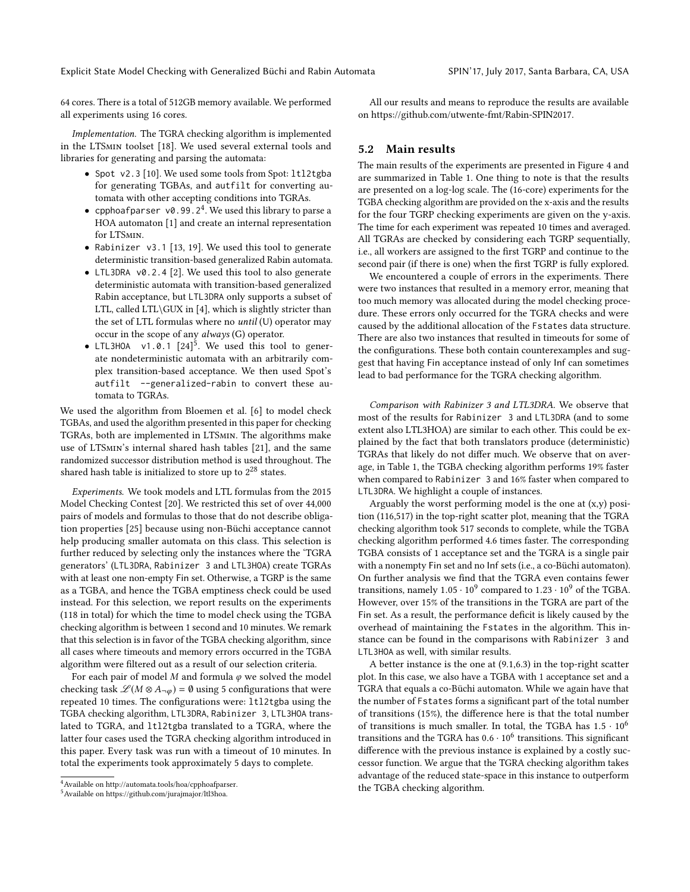64 cores. There is a total of 512GB memory available. We performed all experiments using 16 cores.

*Implementation.* The TGRA checking algorithm is implemented in the LTSmin toolset [18]. We used several external tools and libraries for generating and parsing the automata:

- Spot v2.3 [10]. We used some tools from Spot: ltl2tgba for generating TGBAs, and autfilt for converting automata with other accepting conditions into TGRAs.
- cpphoafparser v0.99.2[4]. We used this library to parse a HOA automaton [1] and create an internal representation for LTSmin.
- Rabinizer v3.1 [13, 19]. We used this tool to generate deterministic transition-based generalized Rabin automata.
- LTL3DRA v0.2.4 [2]. We used this tool to also generate deterministic automata with transition-based generalized Rabin acceptance, but LTL3DRA only supports a subset of LTL, called LTL\GUX in [4], which is slightly stricter than the set of LTL formulas where no *until* (U) operator may occur in the scope of any *always* (G) operator.
- LTL3HOA v1.0.1 [24][5]. We used this tool to generate nondeterministic automata with an arbitrarily complex transition-based acceptance. We then used Spot's autfilt --generalized-rabin to convert these automata to TGRAs.

We used the algorithm from Bloemen et al. [6] to model check TGBAs, and used the algorithm presented in this paper for checking TGRAs, both are implemented in LTSmin. The algorithms make use of LTSmin's internal shared hash tables [21], and the same randomized successor distribution method is used throughout. The shared hash table is initialized to store up to $2^{28}$ states.

*Experiments.* We took models and LTL formulas from the 2015 Model Checking Contest [20]. We restricted this set of over 44,000 pairs of models and formulas to those that do not describe obligation properties [25] because using non-Büchi acceptance cannot help producing smaller automata on this class. This selection is further reduced by selecting only the instances where the 'TGRA generators' (LTL3DRA, Rabinizer 3 and LTL3HOA) create TGRAs with at least one non-empty Fin set. Otherwise, a TGRP is the same as a TGBA, and hence the TGBA emptiness check could be used instead. For this selection, we report results on the experiments (118 in total) for which the time to model check using the TGBA checking algorithm is between 1 second and 10 minutes. We remark that this selection is in favor of the TGBA checking algorithm, since all cases where timeouts and memory errors occurred in the TGBA algorithm were filtered out as a result of our selection criteria.

For each pair of model $M$ and formula $\varphi$ we solved the model checking task $\mathscr{L}(M \otimes A_{\neg\varphi}) = \emptyset$ using 5 configurations that were repeated 10 times. The configurations were: ltl2tgba using the TGBA checking algorithm, LTL3DRA, Rabinizer 3, LTL3HOA translated to TGRA, and ltl2tgba translated to a TGRA, where the latter four cases used the TGRA checking algorithm introduced in this paper. Every task was run with a timeout of 10 minutes. In total the experiments took approximately 5 days to complete.

[4] Available on http://automata.tools/hoa/cpphoafparser.

[5] Available on https://github.com/jurajmajor/ltl3hoa.

All our results and means to reproduce the results are available on https://github.com/utwente-fmt/Rabin-SPIN2017.

## 5.2 Main results

The main results of the experiments are presented in Figure 4 and are summarized in Table 1. One thing to note is that the results are presented on a log-log scale. The (16-core) experiments for the TGBA checking algorithm are provided on the x-axis and the results for the four TGRP checking experiments are given on the y-axis. The time for each experiment was repeated 10 times and averaged. All TGRAs are checked by considering each TGRP sequentially, i.e., all workers are assigned to the first TGRP and continue to the second pair (if there is one) when the first TGRP is fully explored.

We encountered a couple of errors in the experiments. There were two instances that resulted in a memory error, meaning that too much memory was allocated during the model checking procedure. These errors only occurred for the TGRA checks and were caused by the additional allocation of the Fstates data structure. There are also two instances that resulted in timeouts for some of the configurations. These both contain counterexamples and suggest that having Fin acceptance instead of only Inf can sometimes lead to bad performance for the TGRA checking algorithm.

*Comparison with Rabinizer 3 and LTL3DRA.* We observe that most of the results for Rabinizer 3 and LTL3DRA (and to some extent also LTL3HOA) are similar to each other. This could be explained by the fact that both translators produce (deterministic) TGRAs that likely do not differ much. We observe that on average, in Table 1, the TGBA checking algorithm performs 19% faster when compared to Rabinizer 3 and 16% faster when compared to LTL3DRA. We highlight a couple of instances.

Arguably the worst performing model is the one at (x,y) position (116,517) in the top-right scatter plot, meaning that the TGRA checking algorithm took 517 seconds to complete, while the TGBA checking algorithm performed 4.6 times faster. The corresponding TGBA consists of 1 acceptance set and the TGRA is a single pair with a nonempty Fin set and no Inf sets (i.e., a co-Büchi automaton). On further analysis we find that the TGRA even contains fewer transitions, namely $1.05 \cdot 10^9$ compared to $1.23 \cdot 10^9$ of the TGBA. However, over 15% of the transitions in the TGRA are part of the Fin set. As a result, the performance deficit is likely caused by the overhead of maintaining the Fstates in the algorithm. This instance can be found in the comparisons with Rabinizer 3 and LTL3HOA as well, with similar results.

A better instance is the one at (9.1,6.3) in the top-right scatter plot. In this case, we also have a TGBA with 1 acceptance set and a TGRA that equals a co-Büchi automaton. While we again have that the number of Fstates forms a significant part of the total number of transitions (15%), the difference here is that the total number of transitions is much smaller. In total, the TGBA has $1.5 \cdot 10^6$ transitions and the TGRA has $0.6 \cdot 10^6$ transitions. This significant difference with the previous instance is explained by a costly successor function. We argue that the TGRA checking algorithm takes advantage of the reduced state-space in this instance to outperform the TGBA checking algorithm.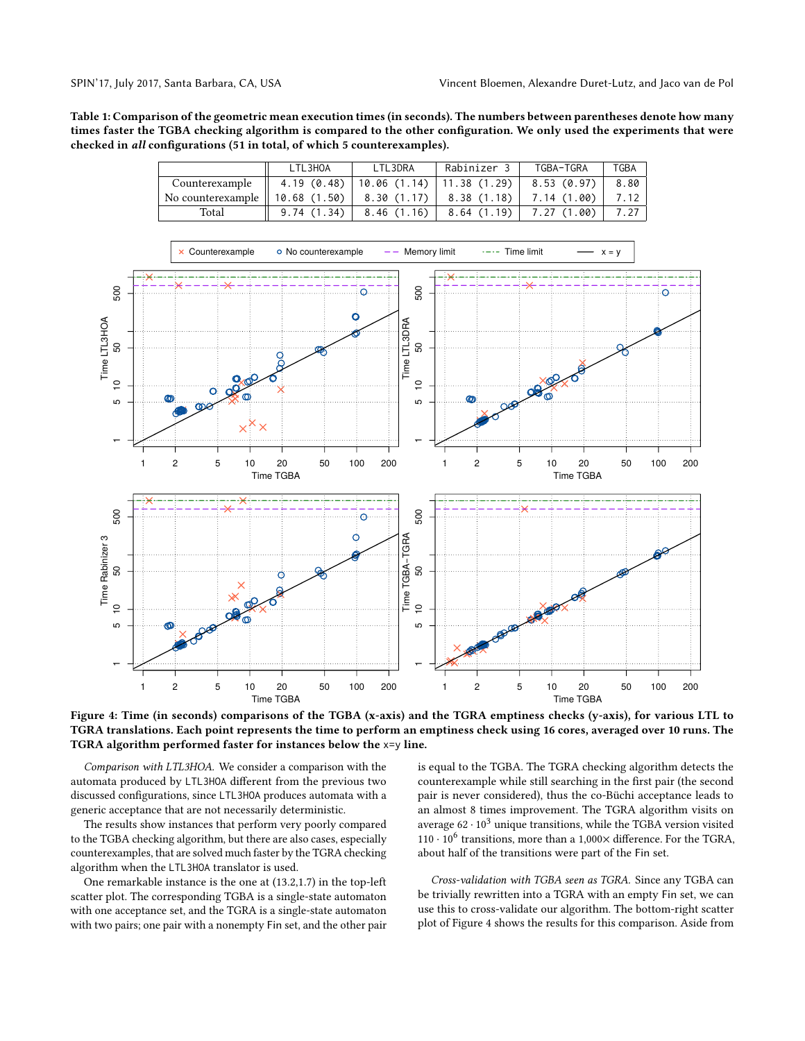**Table 1: Comparison of the geometric mean execution times (in seconds). The numbers between parentheses denote how many times faster the TGBA checking algorithm is compared to the other configuration. We only used the experiments that were checked in *all* configurations (51 in total, of which 5 counterexamples).**

| | LTL3HOA | LTL3DRA | Rabinizer 3 | TGBA-TGRA | TGBA |
|---|---|---|---|---|---|
| Counterexample | 4.19 (0.48) | 10.06 (1.14) | 11.38 (1.29) | 8.53 (0.97) | 8.80 |
| No counterexample | 10.68 (1.50) | 8.30 (1.17) | 8.38 (1.18) | 7.14 (1.00) | 7.12 |
| Total | 9.74 (1.34) | 8.46 (1.16) | 8.64 (1.19) | 7.27 (1.00) | 7.27 |

**Figure 4: Time (in seconds) comparisons of the TGBA (x-axis) and the TGRA emptiness checks (y-axis), for various LTL to TGRA translations. Each point represents the time to perform an emptiness check using 16 cores, averaged over 10 runs. The TGRA algorithm performed faster for instances below the x=y line.**

*Comparison with LTL3HOA.* We consider a comparison with the automata produced by LTL3HOA different from the previous two discussed configurations, since LTL3HOA produces automata with a generic acceptance that are not necessarily deterministic.

The results show instances that perform very poorly compared to the TGBA checking algorithm, but there are also cases, especially counterexamples, that are solved much faster by the TGRA checking algorithm when the LTL3HOA translator is used.

One remarkable instance is the one at (13.2,1.7) in the top-left scatter plot. The corresponding TGBA is a single-state automaton with one acceptance set, and the TGRA is a single-state automaton with two pairs; one pair with a nonempty Fin set, and the other pair is equal to the TGBA. The TGRA checking algorithm detects the counterexample while still searching in the first pair (the second pair is never considered), thus the co-Büchi acceptance leads to an almost 8 times improvement. The TGRA algorithm visits on average $62 \cdot 10^3$ unique transitions, while the TGBA version visited $110 \cdot 10^6$ transitions, more than a 1,000× difference. For the TGRA, about half of the transitions were part of the Fin set.

*Cross-validation with TGBA seen as TGRA.* Since any TGBA can be trivially rewritten into a TGRA with an empty Fin set, we can use this to cross-validate our algorithm. The bottom-right scatter plot of Figure 4 shows the results for this comparison. Aside from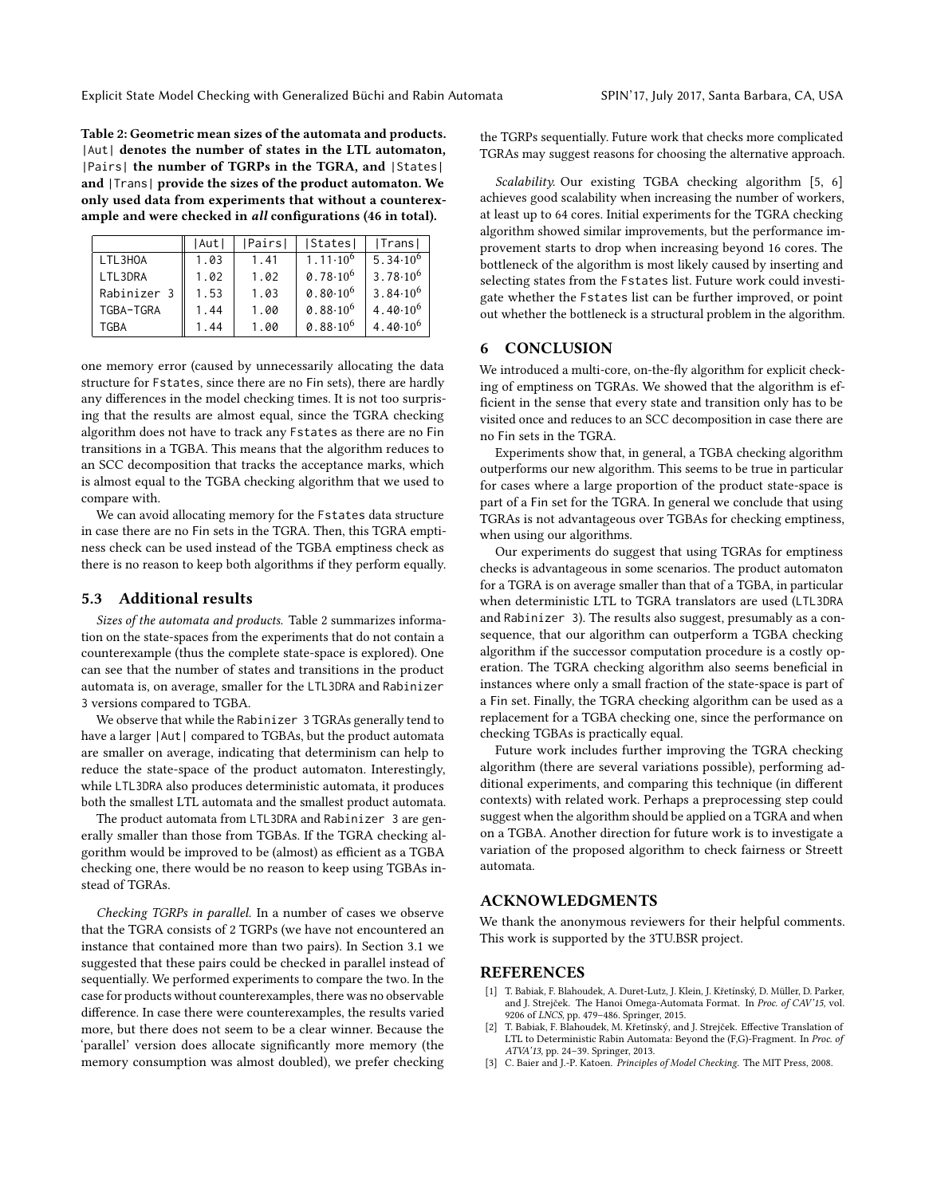**Table 2: Geometric mean sizes of the automata and products. |Aut| denotes the number of states in the LTL automaton, |Pairs| the number of TGRPs in the TGRA, and |States| and |Trans| provide the sizes of the product automaton. We only used data from experiments that without a counterexample and were checked in *all* configurations (46 in total).**

| | \|Aut\| | \|Pairs\| | \|States\| | \|Trans\| |
|---|---|---|---|---|
| LTL3HOA | 1.03 | 1.41 | $1.11{\cdot}10^6$ | $5.34{\cdot}10^6$ |
| LTL3DRA | 1.02 | 1.02 | $0.78{\cdot}10^6$ | $3.78{\cdot}10^6$ |
| Rabinizer 3 | 1.53 | 1.03 | $0.80{\cdot}10^6$ | $3.84{\cdot}10^6$ |
| TGBA-TGRA | 1.44 | 1.00 | $0.88{\cdot}10^6$ | $4.40{\cdot}10^6$ |
| TGBA | 1.44 | 1.00 | $0.88{\cdot}10^6$ | $4.40{\cdot}10^6$ |

one memory error (caused by unnecessarily allocating the data structure for Fstates, since there are no Fin sets), there are hardly any differences in the model checking times. It is not too surprising that the results are almost equal, since the TGRA checking algorithm does not have to track any Fstates as there are no Fin transitions in a TGBA. This means that the algorithm reduces to an SCC decomposition that tracks the acceptance marks, which is almost equal to the TGBA checking algorithm that we used to compare with.

We can avoid allocating memory for the Fstates data structure in case there are no Fin sets in the TGRA. Then, this TGRA emptiness check can be used instead of the TGBA emptiness check as there is no reason to keep both algorithms if they perform equally.

### 5.3 Additional results

*Sizes of the automata and products.* Table 2 summarizes information on the state-spaces from the experiments that do not contain a counterexample (thus the complete state-space is explored). One can see that the number of states and transitions in the product automata is, on average, smaller for the LTL3DRA and Rabinizer 3 versions compared to TGBA.

We observe that while the Rabinizer 3 TGRAs generally tend to have a larger |Aut| compared to TGBAs, but the product automata are smaller on average, indicating that determinism can help to reduce the state-space of the product automaton. Interestingly, while LTL3DRA also produces deterministic automata, it produces both the smallest LTL automata and the smallest product automata.

The product automata from LTL3DRA and Rabinizer 3 are generally smaller than those from TGBAs. If the TGRA checking algorithm would be improved to be (almost) as efficient as a TGBA checking one, there would be no reason to keep using TGBAs instead of TGRAs.

*Checking TGRPs in parallel.* In a number of cases we observe that the TGRA consists of 2 TGRPs (we have not encountered an instance that contained more than two pairs). In Section 3.1 we suggested that these pairs could be checked in parallel instead of sequentially. We performed experiments to compare the two. In the case for products without counterexamples, there was no observable difference. In case there were counterexamples, the results varied more, but there does not seem to be a clear winner. Because the 'parallel' version does allocate significantly more memory (the memory consumption was almost doubled), we prefer checking the TGRPs sequentially. Future work that checks more complicated TGRAs may suggest reasons for choosing the alternative approach.

*Scalability.* Our existing TGBA checking algorithm [5, 6] achieves good scalability when increasing the number of workers, at least up to 64 cores. Initial experiments for the TGRA checking algorithm showed similar improvements, but the performance improvement starts to drop when increasing beyond 16 cores. The bottleneck of the algorithm is most likely caused by inserting and selecting states from the Fstates list. Future work could investigate whether the Fstates list can be further improved, or point out whether the bottleneck is a structural problem in the algorithm.

## 6 CONCLUSION

We introduced a multi-core, on-the-fly algorithm for explicit checking of emptiness on TGRAs. We showed that the algorithm is efficient in the sense that every state and transition only has to be visited once and reduces to an SCC decomposition in case there are no Fin sets in the TGRA.

Experiments show that, in general, a TGBA checking algorithm outperforms our new algorithm. This seems to be true in particular for cases where a large proportion of the product state-space is part of a Fin set for the TGRA. In general we conclude that using TGRAs is not advantageous over TGBAs for checking emptiness, when using our algorithms.

Our experiments do suggest that using TGRAs for emptiness checks is advantageous in some scenarios. The product automaton for a TGRA is on average smaller than that of a TGBA, in particular when deterministic LTL to TGRA translators are used (LTL3DRA and Rabinizer 3). The results also suggest, presumably as a consequence, that our algorithm can outperform a TGBA checking algorithm if the successor computation procedure is a costly operation. The TGRA checking algorithm also seems beneficial in instances where only a small fraction of the state-space is part of a Fin set. Finally, the TGRA checking algorithm can be used as a replacement for a TGBA checking one, since the performance on checking TGBAs is practically equal.

Future work includes further improving the TGRA checking algorithm (there are several variations possible), performing additional experiments, and comparing this technique (in different contexts) with related work. Perhaps a preprocessing step could suggest when the algorithm should be applied on a TGRA and when on a TGBA. Another direction for future work is to investigate a variation of the proposed algorithm to check fairness or Streett automata.

## ACKNOWLEDGMENTS

We thank the anonymous reviewers for their helpful comments. This work is supported by the 3TU.BSR project.

## REFERENCES

[1] T. Babiak, F. Blahoudek, A. Duret-Lutz, J. Klein, J. Křetínský, D. Müller, D. Parker, and J. Strejček. The Hanoi Omega-Automata Format. In *Proc. of CAV'15*, vol. 9206 of *LNCS*, pp. 479–486. Springer, 2015.

[2] T. Babiak, F. Blahoudek, M. Křetínský, and J. Strejček. Effective Translation of LTL to Deterministic Rabin Automata: Beyond the (F,G)-Fragment. In *Proc. of ATVA'13*, pp. 24–39. Springer, 2013.

[3] C. Baier and J.-P. Katoen. *Principles of Model Checking*. The MIT Press, 2008.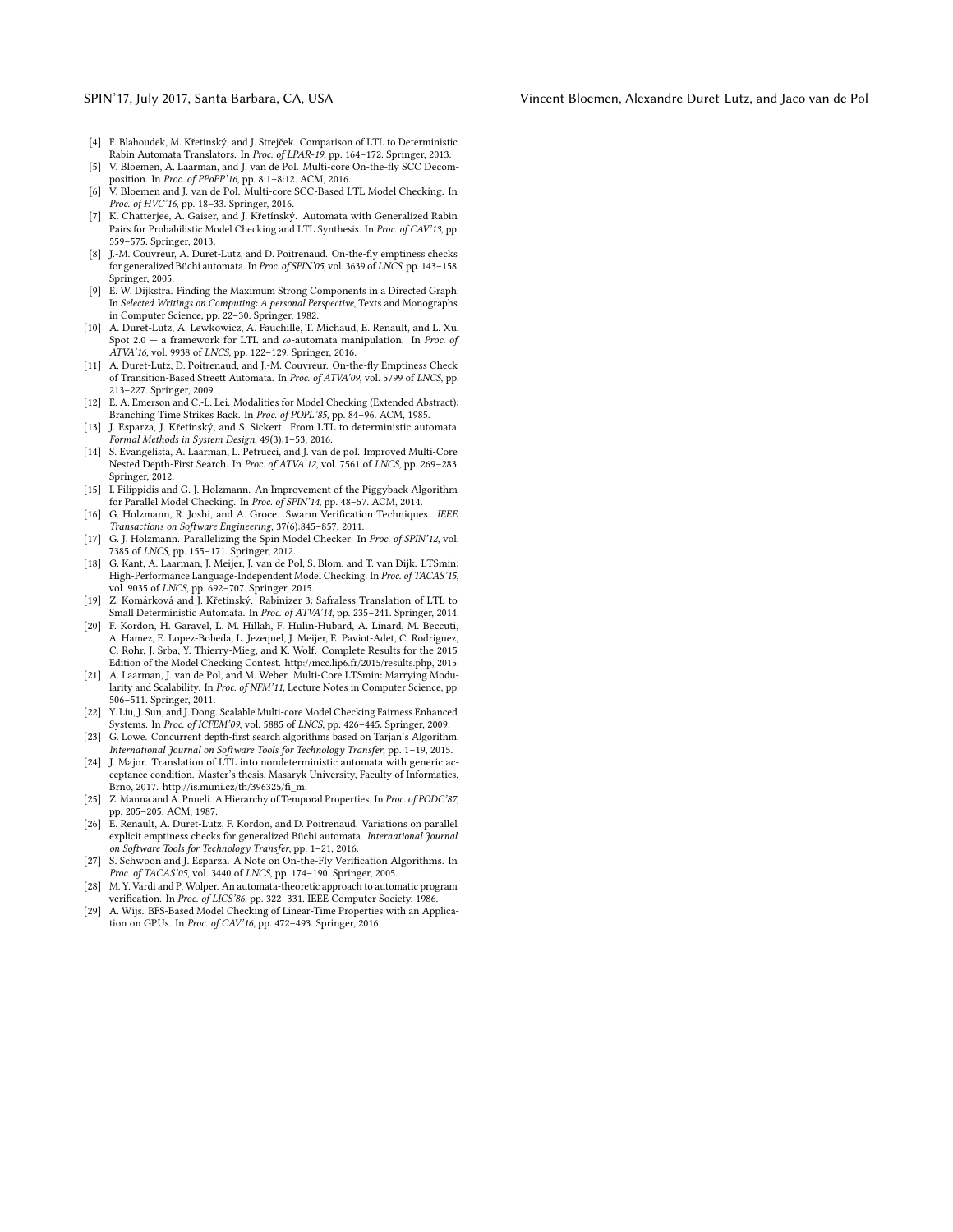[4] F. Blahoudek, M. Křetínský, and J. Strejček. Comparison of LTL to Deterministic Rabin Automata Translators. In *Proc. of LPAR-19*, pp. 164–172. Springer, 2013.

[5] V. Bloemen, A. Laarman, and J. van de Pol. Multi-core On-the-fly SCC Decomposition. In *Proc. of PPoPP'16*, pp. 8:1–8:12. ACM, 2016.

[6] V. Bloemen and J. van de Pol. Multi-core SCC-Based LTL Model Checking. In *Proc. of HVC'16*, pp. 18–33. Springer, 2016.

[7] K. Chatterjee, A. Gaiser, and J. Křetínský. Automata with Generalized Rabin Pairs for Probabilistic Model Checking and LTL Synthesis. In *Proc. of CAV'13*, pp. 559–575. Springer, 2013.

[8] J.-M. Couvreur, A. Duret-Lutz, and D. Poitrenaud. On-the-fly emptiness checks for generalized Büchi automata. In *Proc. of SPIN'05*, vol. 3639 of *LNCS*, pp. 143–158. Springer, 2005.

[9] E. W. Dijkstra. Finding the Maximum Strong Components in a Directed Graph. In *Selected Writings on Computing: A personal Perspective*, Texts and Monographs in Computer Science, pp. 22–30. Springer, 1982.

[10] A. Duret-Lutz, A. Lewkowicz, A. Fauchille, T. Michaud, E. Renault, and L. Xu. Spot 2.0 — a framework for LTL and $\omega$-automata manipulation. In *Proc. of ATVA'16*, vol. 9938 of *LNCS*, pp. 122–129. Springer, 2016.

[11] A. Duret-Lutz, D. Poitrenaud, and J.-M. Couvreur. On-the-fly Emptiness Check of Transition-Based Streett Automata. In *Proc. of ATVA'09*, vol. 5799 of *LNCS*, pp. 213–227. Springer, 2009.

[12] E. A. Emerson and C.-L. Lei. Modalities for Model Checking (Extended Abstract): Branching Time Strikes Back. In *Proc. of POPL'85*, pp. 84–96. ACM, 1985.

[13] J. Esparza, J. Křetínský, and S. Sickert. From LTL to deterministic automata. *Formal Methods in System Design*, 49(3):1–53, 2016.

[14] S. Evangelista, A. Laarman, L. Petrucci, and J. van de pol. Improved Multi-Core Nested Depth-First Search. In *Proc. of ATVA'12*, vol. 7561 of *LNCS*, pp. 269–283. Springer, 2012.

[15] I. Filippidis and G. J. Holzmann. An Improvement of the Piggyback Algorithm for Parallel Model Checking. In *Proc. of SPIN'14*, pp. 48–57. ACM, 2014.

[16] G. Holzmann, R. Joshi, and A. Groce. Swarm Verification Techniques. *IEEE Transactions on Software Engineering*, 37(6):845–857, 2011.

[17] G. J. Holzmann. Parallelizing the Spin Model Checker. In *Proc. of SPIN'12*, vol. 7385 of *LNCS*, pp. 155–171. Springer, 2012.

[18] G. Kant, A. Laarman, J. Meijer, J. van de Pol, S. Blom, and T. van Dijk. LTSmin: High-Performance Language-Independent Model Checking. In *Proc. of TACAS'15*, vol. 9035 of *LNCS*, pp. 692–707. Springer, 2015.

[19] Z. Komárková and J. Křetínský. Rabinizer 3: Safraless Translation of LTL to Small Deterministic Automata. In *Proc. of ATVA'14*, pp. 235–241. Springer, 2014.

[20] F. Kordon, H. Garavel, L. M. Hillah, F. Hulin-Hubard, A. Linard, M. Beccuti, A. Hamez, E. Lopez-Bobeda, L. Jezequel, J. Meijer, E. Paviot-Adet, C. Rodriguez, C. Rohr, J. Srba, Y. Thierry-Mieg, and K. Wolf. Complete Results for the 2015 Edition of the Model Checking Contest. http://mcc.lip6.fr/2015/results.php, 2015.

[21] A. Laarman, J. van de Pol, and M. Weber. Multi-Core LTSmin: Marrying Modularity and Scalability. In *Proc. of NFM'11*, Lecture Notes in Computer Science, pp. 506–511. Springer, 2011.

[22] Y. Liu, J. Sun, and J. Dong. Scalable Multi-core Model Checking Fairness Enhanced Systems. In *Proc. of ICFEM'09*, vol. 5885 of *LNCS*, pp. 426–445. Springer, 2009.

[23] G. Lowe. Concurrent depth-first search algorithms based on Tarjan's Algorithm. *International Journal on Software Tools for Technology Transfer*, pp. 1–19, 2015.

[24] J. Major. Translation of LTL into nondeterministic automata with generic acceptance condition. Master's thesis, Masaryk University, Faculty of Informatics, Brno, 2017. http://is.muni.cz/th/396325/fi_m.

[25] Z. Manna and A. Pnueli. A Hierarchy of Temporal Properties. In *Proc. of PODC'87*, pp. 205–205. ACM, 1987.

[26] E. Renault, A. Duret-Lutz, F. Kordon, and D. Poitrenaud. Variations on parallel explicit emptiness checks for generalized Büchi automata. *International Journal on Software Tools for Technology Transfer*, pp. 1–21, 2016.

[27] S. Schwoon and J. Esparza. A Note on On-the-Fly Verification Algorithms. In *Proc. of TACAS'05*, vol. 3440 of *LNCS*, pp. 174–190. Springer, 2005.

[28] M. Y. Vardi and P. Wolper. An automata-theoretic approach to automatic program verification. In *Proc. of LICS'86*, pp. 322–331. IEEE Computer Society, 1986.

[29] A. Wijs. BFS-Based Model Checking of Linear-Time Properties with an Application on GPUs. In *Proc. of CAV'16*, pp. 472–493. Springer, 2016.